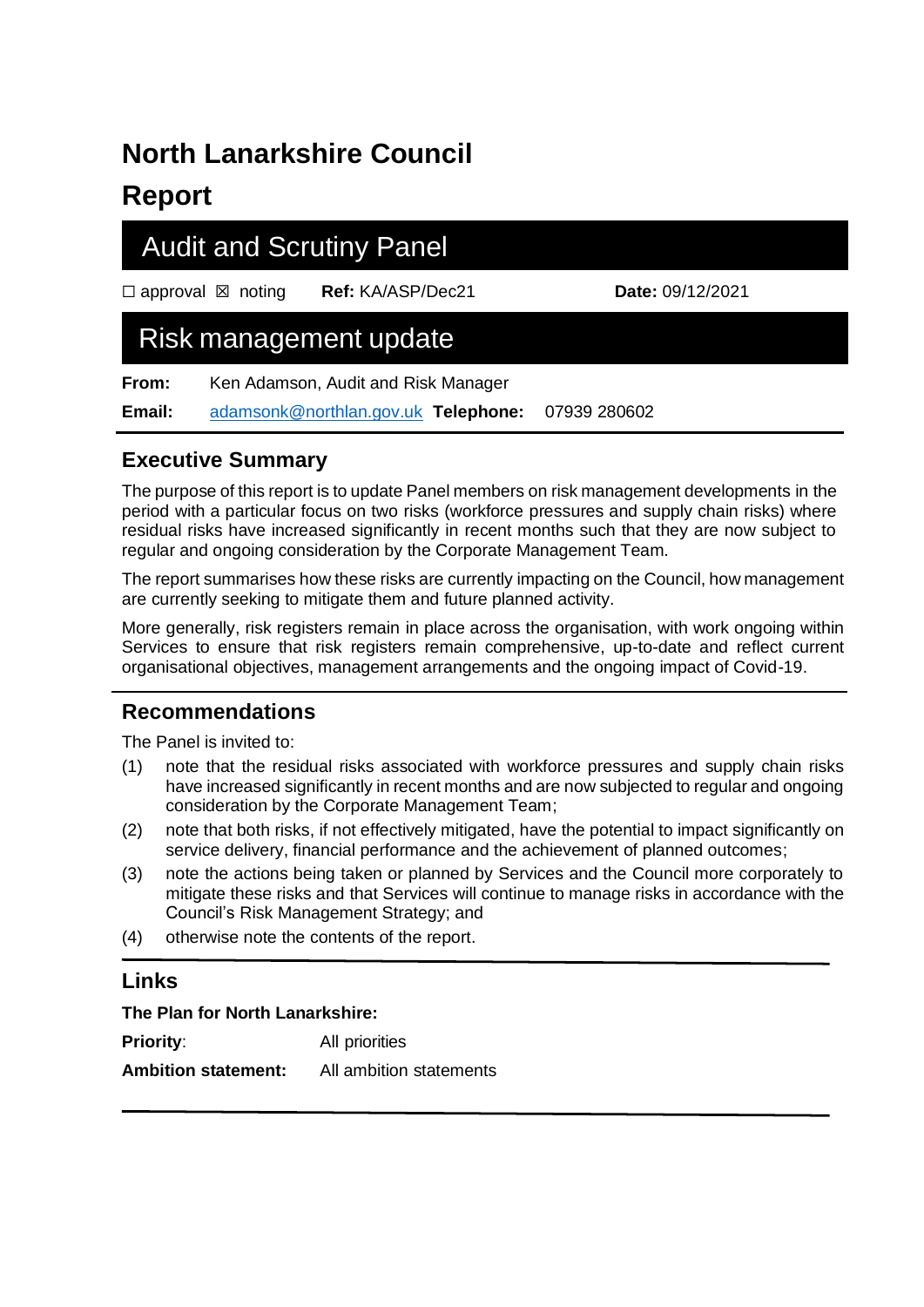# North Lanarkshire Council

# Report

## Audit and Scrutiny Panel

☐ approval ☒ noting **Ref:** KA/ASP/Dec21 **Date:** 09/12/2021

## Risk management update

**From:** Ken Adamson, Audit and Risk Manager

**Email:** adamsonk@northlan.gov.uk **Telephone:** 07939 280602

### Executive Summary

The purpose of this report is to update Panel members on risk management developments in the period with a particular focus on two risks (workforce pressures and supply chain risks) where residual risks have increased significantly in recent months such that they are now subject to regular and ongoing consideration by the Corporate Management Team.

The report summarises how these risks are currently impacting on the Council, how management are currently seeking to mitigate them and future planned activity.

More generally, risk registers remain in place across the organisation, with work ongoing within Services to ensure that risk registers remain comprehensive, up-to-date and reflect current organisational objectives, management arrangements and the ongoing impact of Covid-19.

### Recommendations

The Panel is invited to:

(1) note that the residual risks associated with workforce pressures and supply chain risks have increased significantly in recent months and are now subjected to regular and ongoing consideration by the Corporate Management Team;

(2) note that both risks, if not effectively mitigated, have the potential to impact significantly on service delivery, financial performance and the achievement of planned outcomes;

(3) note the actions being taken or planned by Services and the Council more corporately to mitigate these risks and that Services will continue to manage risks in accordance with the Council's Risk Management Strategy; and

(4) otherwise note the contents of the report.

### Links

**The Plan for North Lanarkshire:**

**Priority**: All priorities

**Ambition statement:** All ambition statements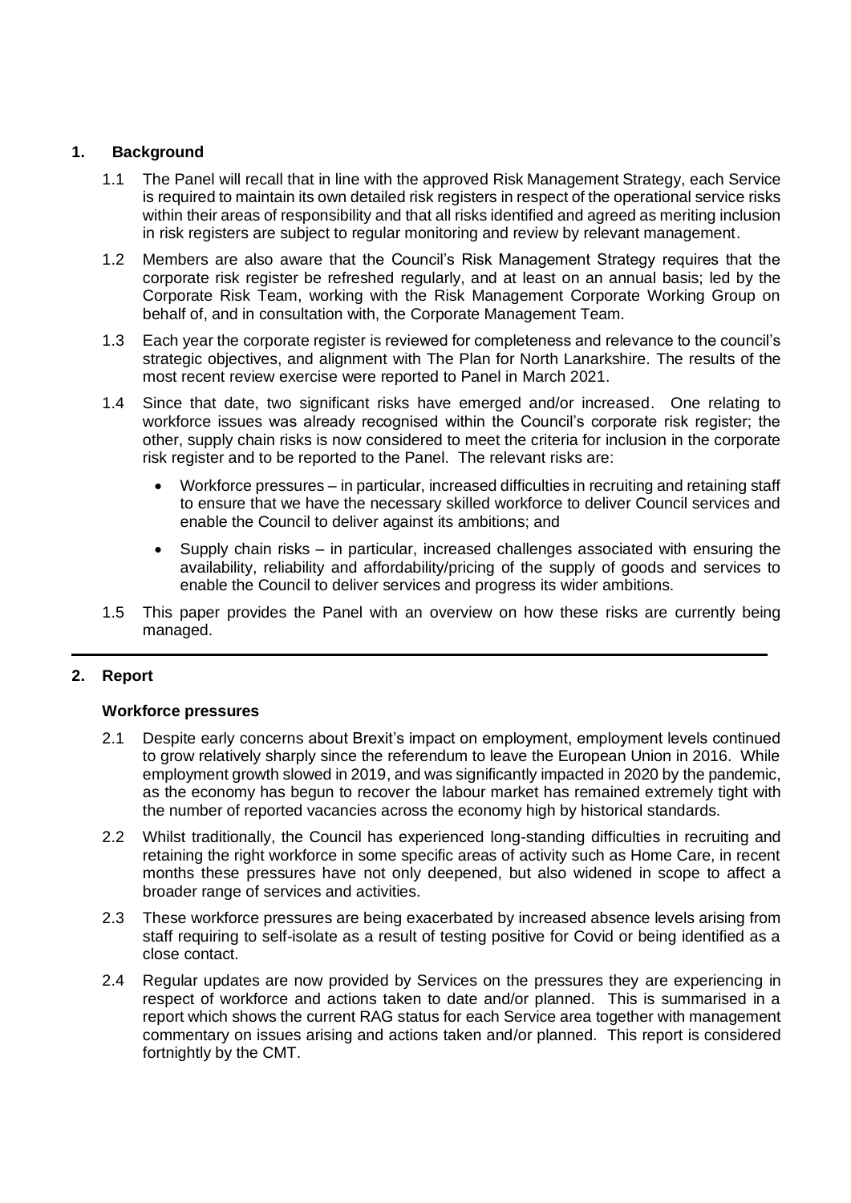## 1. Background

1.1 The Panel will recall that in line with the approved Risk Management Strategy, each Service is required to maintain its own detailed risk registers in respect of the operational service risks within their areas of responsibility and that all risks identified and agreed as meriting inclusion in risk registers are subject to regular monitoring and review by relevant management.

1.2 Members are also aware that the Council's Risk Management Strategy requires that the corporate risk register be refreshed regularly, and at least on an annual basis; led by the Corporate Risk Team, working with the Risk Management Corporate Working Group on behalf of, and in consultation with, the Corporate Management Team.

1.3 Each year the corporate register is reviewed for completeness and relevance to the council's strategic objectives, and alignment with The Plan for North Lanarkshire. The results of the most recent review exercise were reported to Panel in March 2021.

1.4 Since that date, two significant risks have emerged and/or increased. One relating to workforce issues was already recognised within the Council's corporate risk register; the other, supply chain risks is now considered to meet the criteria for inclusion in the corporate risk register and to be reported to the Panel. The relevant risks are:

- Workforce pressures – in particular, increased difficulties in recruiting and retaining staff to ensure that we have the necessary skilled workforce to deliver Council services and enable the Council to deliver against its ambitions; and
- Supply chain risks – in particular, increased challenges associated with ensuring the availability, reliability and affordability/pricing of the supply of goods and services to enable the Council to deliver services and progress its wider ambitions.

1.5 This paper provides the Panel with an overview on how these risks are currently being managed.

---

## 2. Report

### Workforce pressures

2.1 Despite early concerns about Brexit's impact on employment, employment levels continued to grow relatively sharply since the referendum to leave the European Union in 2016. While employment growth slowed in 2019, and was significantly impacted in 2020 by the pandemic, as the economy has begun to recover the labour market has remained extremely tight with the number of reported vacancies across the economy high by historical standards.

2.2 Whilst traditionally, the Council has experienced long-standing difficulties in recruiting and retaining the right workforce in some specific areas of activity such as Home Care, in recent months these pressures have not only deepened, but also widened in scope to affect a broader range of services and activities.

2.3 These workforce pressures are being exacerbated by increased absence levels arising from staff requiring to self-isolate as a result of testing positive for Covid or being identified as a close contact.

2.4 Regular updates are now provided by Services on the pressures they are experiencing in respect of workforce and actions taken to date and/or planned. This is summarised in a report which shows the current RAG status for each Service area together with management commentary on issues arising and actions taken and/or planned. This report is considered fortnightly by the CMT.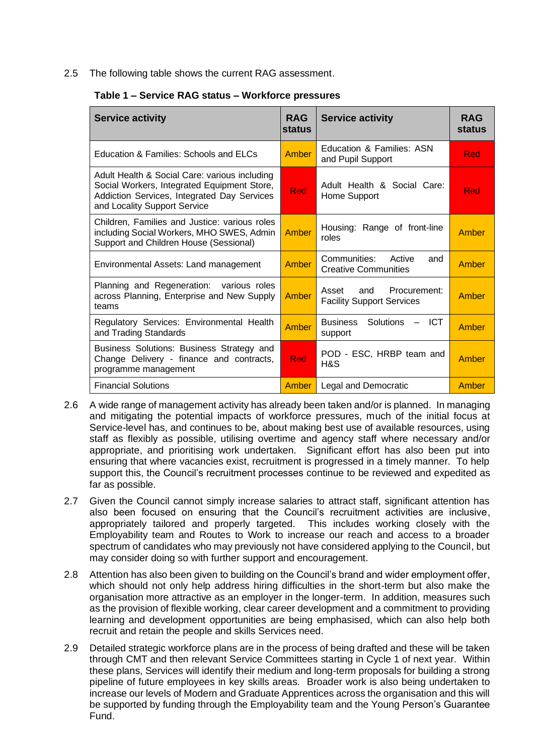2.5 The following table shows the current RAG assessment.

**Table 1 – Service RAG status – Workforce pressures**

| Service activity | RAG status | Service activity | RAG status |
|---|---|---|---|
| Education & Families: Schools and ELCs | Amber | Education & Families: ASN and Pupil Support | Red |
| Adult Health & Social Care: various including Social Workers, Integrated Equipment Store, Addiction Services, Integrated Day Services and Locality Support Service | Red | Adult Health & Social Care: Home Support | Red |
| Children, Families and Justice: various roles including Social Workers, MHO SWES, Admin Support and Children House (Sessional) | Amber | Housing: Range of front-line roles | Amber |
| Environmental Assets: Land management | Amber | Communities: Active and Creative Communities | Amber |
| Planning and Regeneration: various roles across Planning, Enterprise and New Supply teams | Amber | Asset and Procurement: Facility Support Services | Amber |
| Regulatory Services: Environmental Health and Trading Standards | Amber | Business Solutions – ICT support | Amber |
| Business Solutions: Business Strategy and Change Delivery - finance and contracts, programme management | Red | POD - ESC, HRBP team and H&S | Amber |
| Financial Solutions | Amber | Legal and Democratic | Amber |

2.6 A wide range of management activity has already been taken and/or is planned. In managing and mitigating the potential impacts of workforce pressures, much of the initial focus at Service-level has, and continues to be, about making best use of available resources, using staff as flexibly as possible, utilising overtime and agency staff where necessary and/or appropriate, and prioritising work undertaken. Significant effort has also been put into ensuring that where vacancies exist, recruitment is progressed in a timely manner. To help support this, the Council's recruitment processes continue to be reviewed and expedited as far as possible.

2.7 Given the Council cannot simply increase salaries to attract staff, significant attention has also been focused on ensuring that the Council's recruitment activities are inclusive, appropriately tailored and properly targeted. This includes working closely with the Employability team and Routes to Work to increase our reach and access to a broader spectrum of candidates who may previously not have considered applying to the Council, but may consider doing so with further support and encouragement.

2.8 Attention has also been given to building on the Council's brand and wider employment offer, which should not only help address hiring difficulties in the short-term but also make the organisation more attractive as an employer in the longer-term. In addition, measures such as the provision of flexible working, clear career development and a commitment to providing learning and development opportunities are being emphasised, which can also help both recruit and retain the people and skills Services need.

2.9 Detailed strategic workforce plans are in the process of being drafted and these will be taken through CMT and then relevant Service Committees starting in Cycle 1 of next year. Within these plans, Services will identify their medium and long-term proposals for building a strong pipeline of future employees in key skills areas. Broader work is also being undertaken to increase our levels of Modern and Graduate Apprentices across the organisation and this will be supported by funding through the Employability team and the Young Person's Guarantee Fund.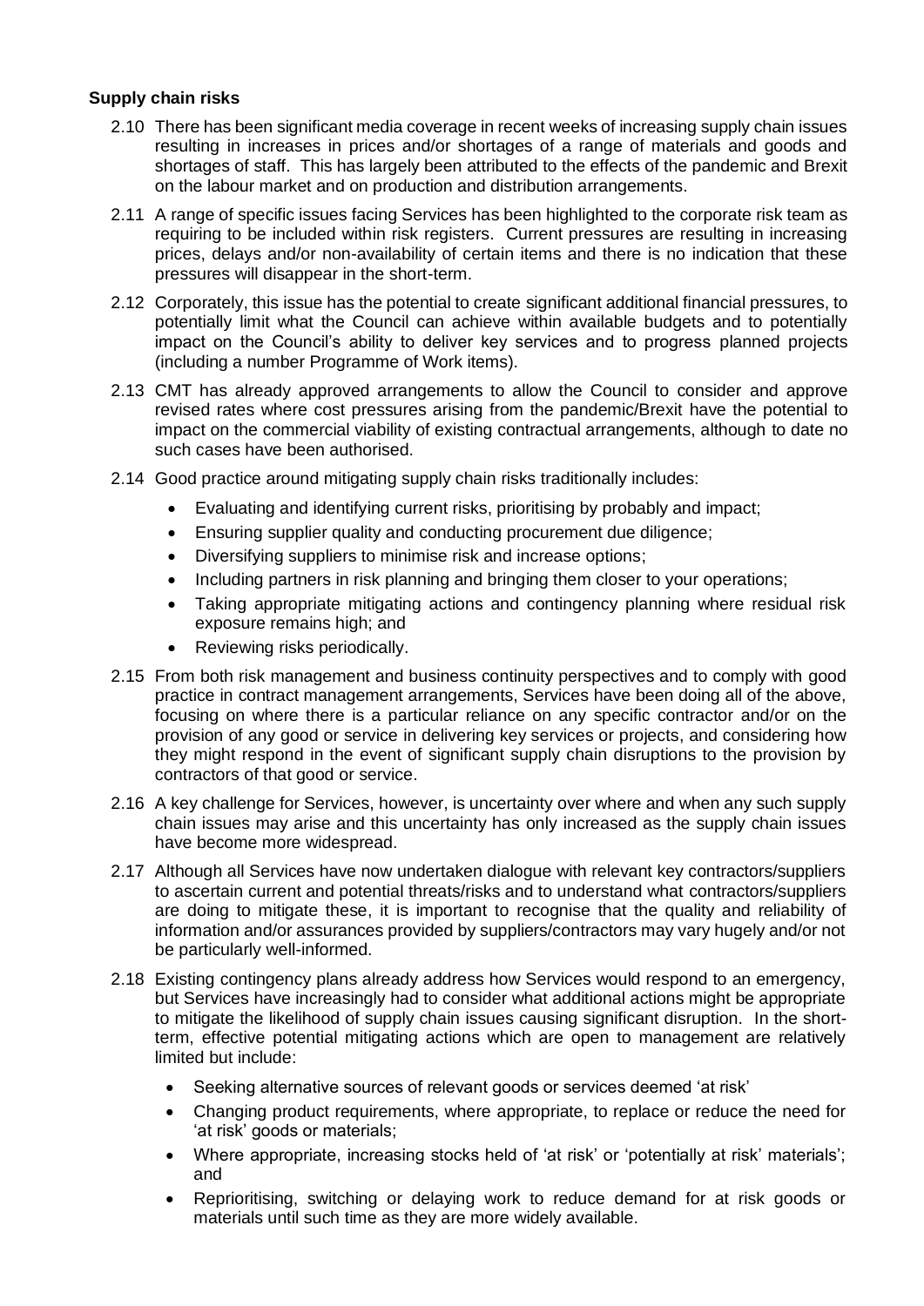**Supply chain risks**

2.10 There has been significant media coverage in recent weeks of increasing supply chain issues resulting in increases in prices and/or shortages of a range of materials and goods and shortages of staff. This has largely been attributed to the effects of the pandemic and Brexit on the labour market and on production and distribution arrangements.

2.11 A range of specific issues facing Services has been highlighted to the corporate risk team as requiring to be included within risk registers. Current pressures are resulting in increasing prices, delays and/or non-availability of certain items and there is no indication that these pressures will disappear in the short-term.

2.12 Corporately, this issue has the potential to create significant additional financial pressures, to potentially limit what the Council can achieve within available budgets and to potentially impact on the Council's ability to deliver key services and to progress planned projects (including a number Programme of Work items).

2.13 CMT has already approved arrangements to allow the Council to consider and approve revised rates where cost pressures arising from the pandemic/Brexit have the potential to impact on the commercial viability of existing contractual arrangements, although to date no such cases have been authorised.

2.14 Good practice around mitigating supply chain risks traditionally includes:

- Evaluating and identifying current risks, prioritising by probably and impact;
- Ensuring supplier quality and conducting procurement due diligence;
- Diversifying suppliers to minimise risk and increase options;
- Including partners in risk planning and bringing them closer to your operations;
- Taking appropriate mitigating actions and contingency planning where residual risk exposure remains high; and
- Reviewing risks periodically.

2.15 From both risk management and business continuity perspectives and to comply with good practice in contract management arrangements, Services have been doing all of the above, focusing on where there is a particular reliance on any specific contractor and/or on the provision of any good or service in delivering key services or projects, and considering how they might respond in the event of significant supply chain disruptions to the provision by contractors of that good or service.

2.16 A key challenge for Services, however, is uncertainty over where and when any such supply chain issues may arise and this uncertainty has only increased as the supply chain issues have become more widespread.

2.17 Although all Services have now undertaken dialogue with relevant key contractors/suppliers to ascertain current and potential threats/risks and to understand what contractors/suppliers are doing to mitigate these, it is important to recognise that the quality and reliability of information and/or assurances provided by suppliers/contractors may vary hugely and/or not be particularly well-informed.

2.18 Existing contingency plans already address how Services would respond to an emergency, but Services have increasingly had to consider what additional actions might be appropriate to mitigate the likelihood of supply chain issues causing significant disruption. In the short-term, effective potential mitigating actions which are open to management are relatively limited but include:

- Seeking alternative sources of relevant goods or services deemed 'at risk'
- Changing product requirements, where appropriate, to replace or reduce the need for 'at risk' goods or materials;
- Where appropriate, increasing stocks held of 'at risk' or 'potentially at risk' materials'; and
- Reprioritising, switching or delaying work to reduce demand for at risk goods or materials until such time as they are more widely available.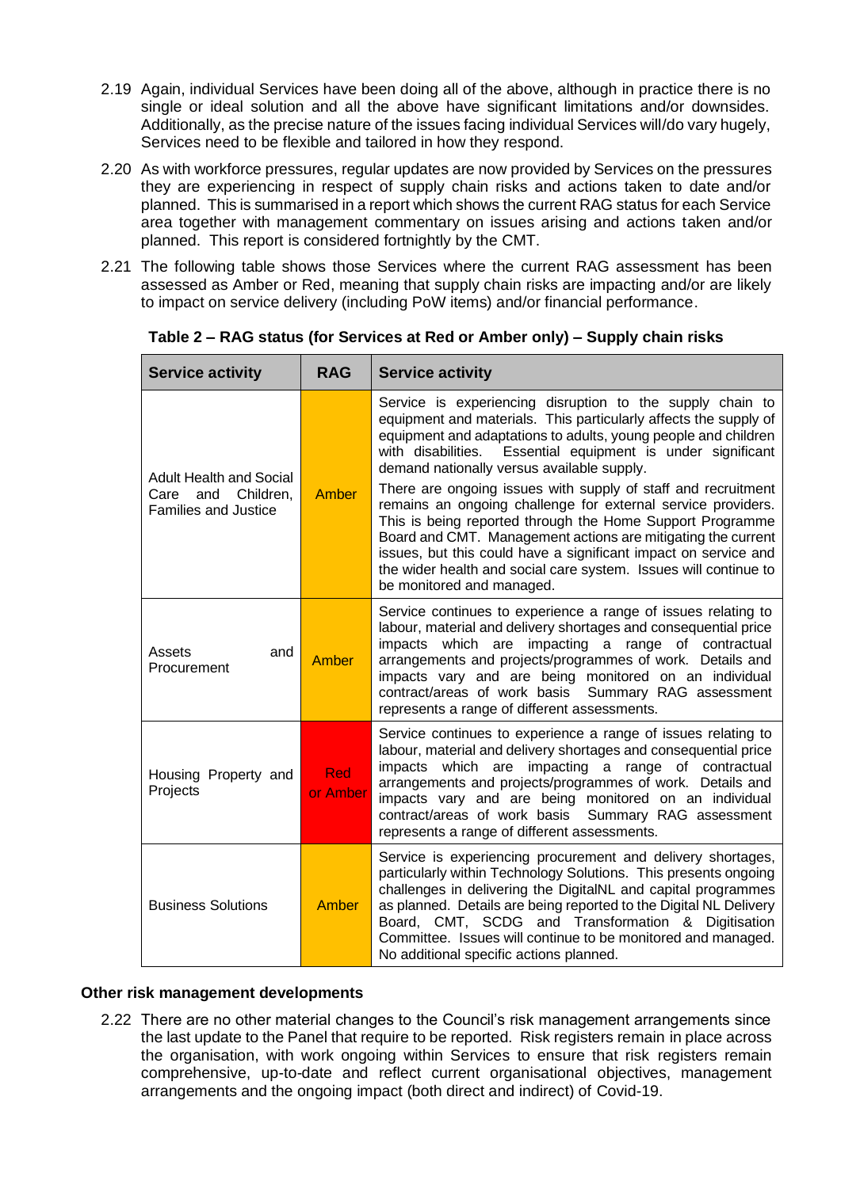2.19 Again, individual Services have been doing all of the above, although in practice there is no single or ideal solution and all the above have significant limitations and/or downsides. Additionally, as the precise nature of the issues facing individual Services will/do vary hugely, Services need to be flexible and tailored in how they respond.

2.20 As with workforce pressures, regular updates are now provided by Services on the pressures they are experiencing in respect of supply chain risks and actions taken to date and/or planned. This is summarised in a report which shows the current RAG status for each Service area together with management commentary on issues arising and actions taken and/or planned. This report is considered fortnightly by the CMT.

2.21 The following table shows those Services where the current RAG assessment has been assessed as Amber or Red, meaning that supply chain risks are impacting and/or are likely to impact on service delivery (including PoW items) and/or financial performance.

**Table 2 – RAG status (for Services at Red or Amber only) – Supply chain risks**

| Service activity | RAG | Service activity |
|---|---|---|
| Adult Health and Social Care and Children, Families and Justice | Amber | Service is experiencing disruption to the supply chain to equipment and materials. This particularly affects the supply of equipment and adaptations to adults, young people and children with disabilities. Essential equipment is under significant demand nationally versus available supply.<br><br>There are ongoing issues with supply of staff and recruitment remains an ongoing challenge for external service providers. This is being reported through the Home Support Programme Board and CMT. Management actions are mitigating the current issues, but this could have a significant impact on service and the wider health and social care system. Issues will continue to be monitored and managed. |
| Assets and Procurement | Amber | Service continues to experience a range of issues relating to labour, material and delivery shortages and consequential price impacts which are impacting a range of contractual arrangements and projects/programmes of work. Details and impacts vary and are being monitored on an individual contract/areas of work basis Summary RAG assessment represents a range of different assessments. |
| Housing Property and Projects | Red or Amber | Service continues to experience a range of issues relating to labour, material and delivery shortages and consequential price impacts which are impacting a range of contractual arrangements and projects/programmes of work. Details and impacts vary and are being monitored on an individual contract/areas of work basis Summary RAG assessment represents a range of different assessments. |
| Business Solutions | Amber | Service is experiencing procurement and delivery shortages, particularly within Technology Solutions. This presents ongoing challenges in delivering the DigitalNL and capital programmes as planned. Details are being reported to the Digital NL Delivery Board, CMT, SCDG and Transformation & Digitisation Committee. Issues will continue to be monitored and managed. No additional specific actions planned. |

**Other risk management developments**

2.22 There are no other material changes to the Council's risk management arrangements since the last update to the Panel that require to be reported. Risk registers remain in place across the organisation, with work ongoing within Services to ensure that risk registers remain comprehensive, up-to-date and reflect current organisational objectives, management arrangements and the ongoing impact (both direct and indirect) of Covid-19.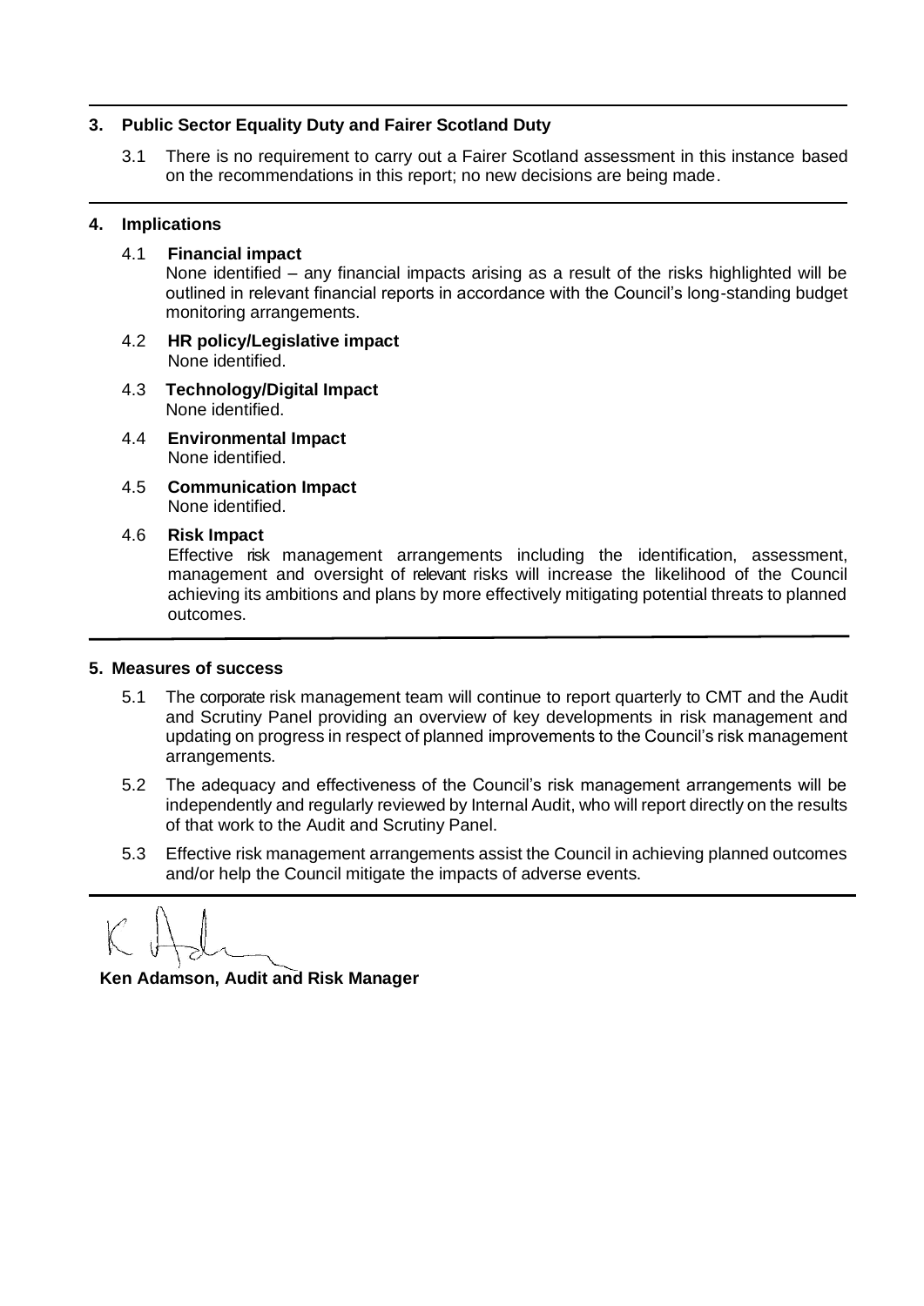## 3. Public Sector Equality Duty and Fairer Scotland Duty

3.1 There is no requirement to carry out a Fairer Scotland assessment in this instance based on the recommendations in this report; no new decisions are being made.

## 4. Implications

4.1 **Financial impact**
None identified – any financial impacts arising as a result of the risks highlighted will be outlined in relevant financial reports in accordance with the Council's long-standing budget monitoring arrangements.

4.2 **HR policy/Legislative impact**
None identified.

4.3 **Technology/Digital Impact**
None identified.

4.4 **Environmental Impact**
None identified.

4.5 **Communication Impact**
None identified.

4.6 **Risk Impact**
Effective risk management arrangements including the identification, assessment, management and oversight of relevant risks will increase the likelihood of the Council achieving its ambitions and plans by more effectively mitigating potential threats to planned outcomes.

## 5. Measures of success

5.1 The corporate risk management team will continue to report quarterly to CMT and the Audit and Scrutiny Panel providing an overview of key developments in risk management and updating on progress in respect of planned improvements to the Council's risk management arrangements.

5.2 The adequacy and effectiveness of the Council's risk management arrangements will be independently and regularly reviewed by Internal Audit, who will report directly on the results of that work to the Audit and Scrutiny Panel.

5.3 Effective risk management arrangements assist the Council in achieving planned outcomes and/or help the Council mitigate the impacts of adverse events.

**Ken Adamson, Audit and Risk Manager**